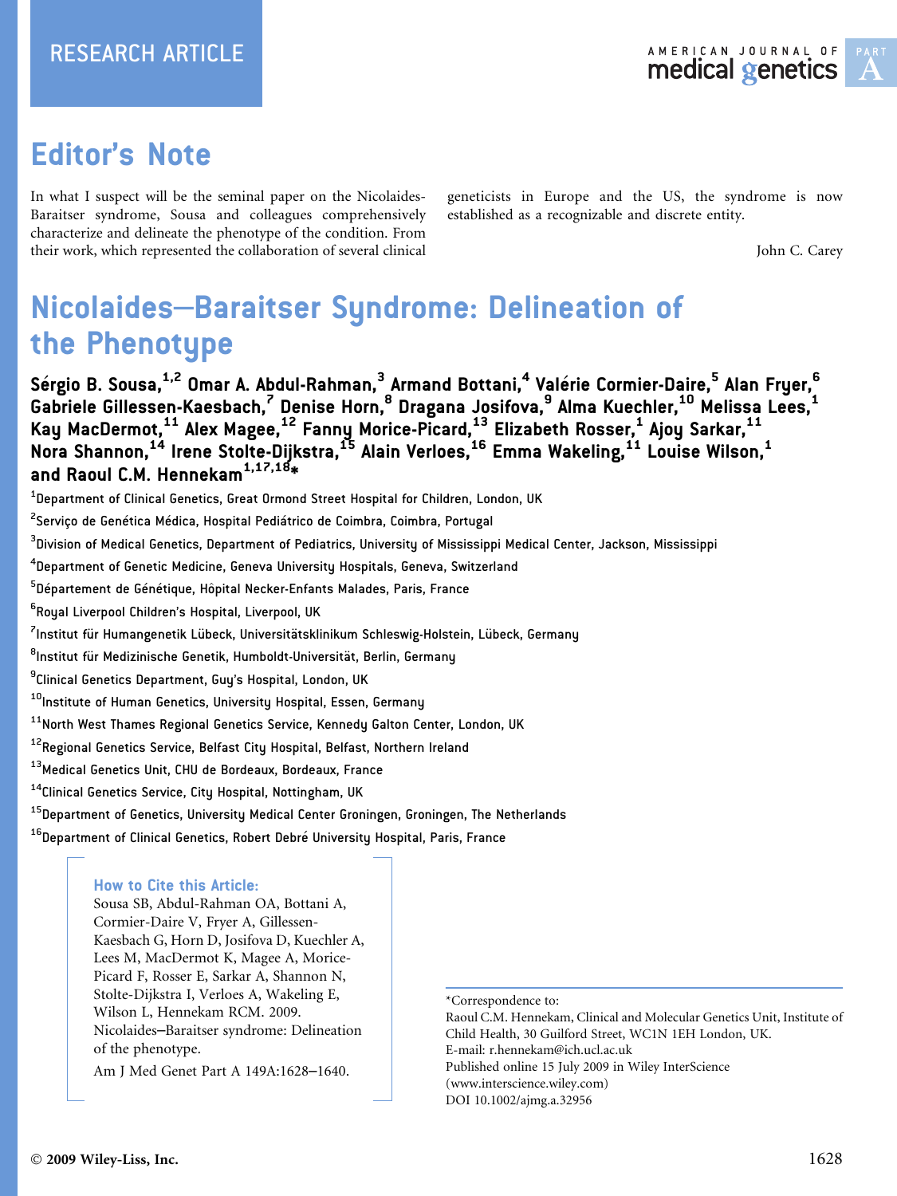RESEARCH ARTICLE

# Editor's Note

In what I suspect will be the seminal paper on the Nicolaides-Baraitser syndrome, Sousa and colleagues comprehensively characterize and delineate the phenotype of the condition. From their work, which represented the collaboration of several clinical geneticists in Europe and the US, the syndrome is now established as a recognizable and discrete entity.

John C. Carey

# Nicolaides–Baraitser Syndrome: Delineation of the Phenotype

**Sérgio B. Sousa,[1,2] Omar A. Abdul-Rahman,[3] Armand Bottani,[4] Valérie Cormier-Daire,[5] Alan Fryer,[6] Gabriele Gillessen-Kaesbach,[7] Denise Horn,[8] Dragana Josifova,[9] Alma Kuechler,[10] Melissa Lees,[1] Kay MacDermot,[11] Alex Magee,[12] Fanny Morice-Picard,[13] Elizabeth Rosser,[1] Ajoy Sarkar,[11] Nora Shannon,[14] Irene Stolte-Dijkstra,[15] Alain Verloes,[16] Emma Wakeling,[11] Louise Wilson,[1] and Raoul C.M. Hennekam[1,17,18]***

[1]Department of Clinical Genetics, Great Ormond Street Hospital for Children, London, UK
[2]Serviço de Genética Médica, Hospital Pediátrico de Coimbra, Coimbra, Portugal
[3]Division of Medical Genetics, Department of Pediatrics, University of Mississippi Medical Center, Jackson, Mississippi
[4]Department of Genetic Medicine, Geneva University Hospitals, Geneva, Switzerland
[5]Département de Génétique, Hôpital Necker-Enfants Malades, Paris, France
[6]Royal Liverpool Children's Hospital, Liverpool, UK
[7]Institut für Humangenetik Lübeck, Universitätsklinikum Schleswig-Holstein, Lübeck, Germany
[8]Institut für Medizinische Genetik, Humboldt-Universität, Berlin, Germany
[9]Clinical Genetics Department, Guy's Hospital, London, UK
[10]Institute of Human Genetics, University Hospital, Essen, Germany
[11]North West Thames Regional Genetics Service, Kennedy Galton Center, London, UK
[12]Regional Genetics Service, Belfast City Hospital, Belfast, Northern Ireland
[13]Medical Genetics Unit, CHU de Bordeaux, Bordeaux, France
[14]Clinical Genetics Service, City Hospital, Nottingham, UK
[15]Department of Genetics, University Medical Center Groningen, Groningen, The Netherlands
[16]Department of Clinical Genetics, Robert Debré University Hospital, Paris, France

**How to Cite this Article:**
Sousa SB, Abdul-Rahman OA, Bottani A, Cormier-Daire V, Fryer A, Gillessen-Kaesbach G, Horn D, Josifova D, Kuechler A, Lees M, MacDermot K, Magee A, Morice-Picard F, Rosser E, Sarkar A, Shannon N, Stolte-Dijkstra I, Verloes A, Wakeling E, Wilson L, Hennekam RCM. 2009. Nicolaides–Baraitser syndrome: Delineation of the phenotype.
Am J Med Genet Part A 149A:1628–1640.

*Correspondence to:
Raoul C.M. Hennekam, Clinical and Molecular Genetics Unit, Institute of Child Health, 30 Guilford Street, WC1N 1EH London, UK.
E-mail: r.hennekam@ich.ucl.ac.uk
Published online 15 July 2009 in Wiley InterScience (www.interscience.wiley.com)
DOI 10.1002/ajmg.a.32956

© 2009 Wiley-Liss, Inc.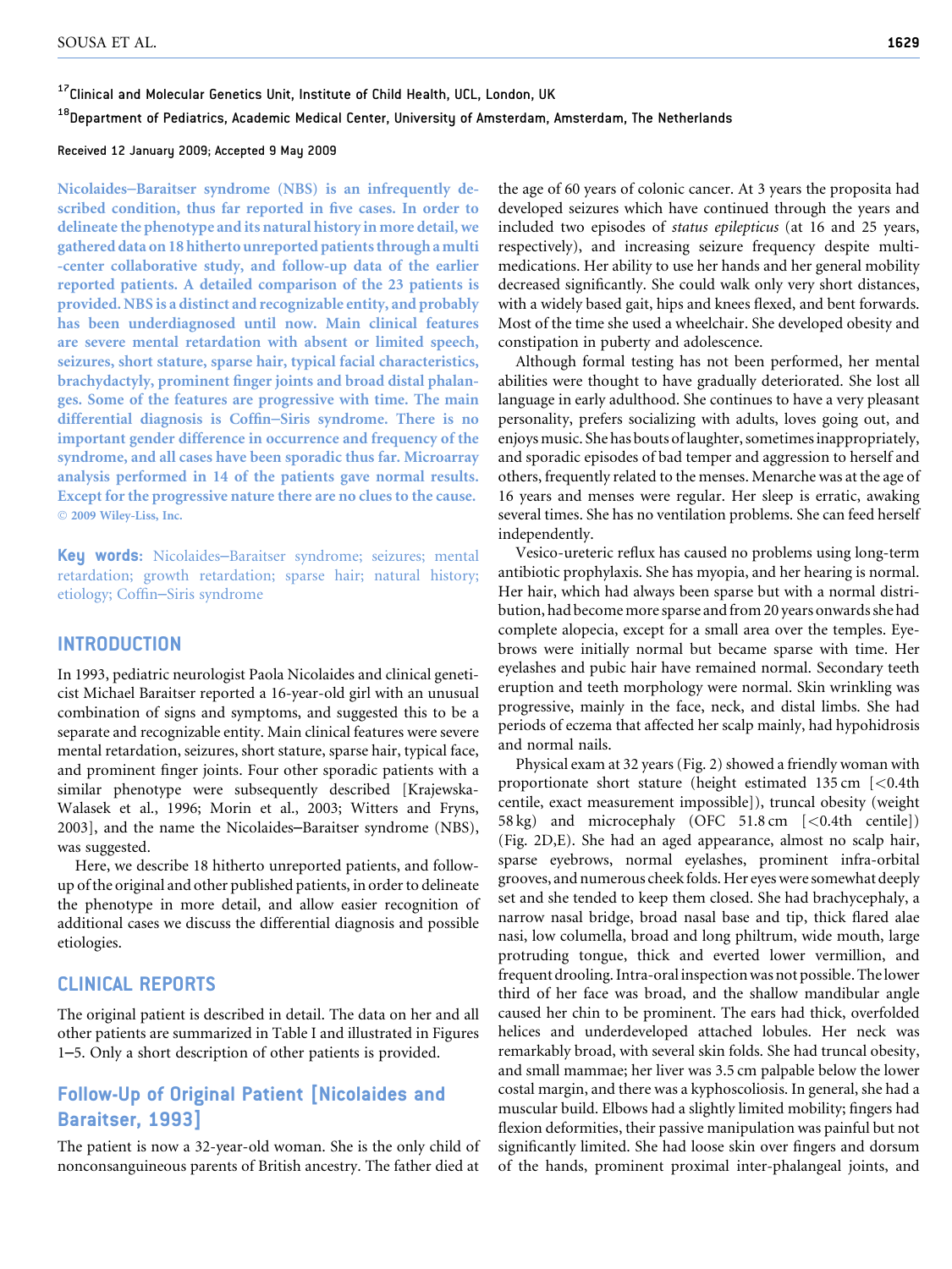[17]Clinical and Molecular Genetics Unit, Institute of Child Health, UCL, London, UK

[18]Department of Pediatrics, Academic Medical Center, University of Amsterdam, Amsterdam, The Netherlands

Received 12 January 2009; Accepted 9 May 2009

**Nicolaides–Baraitser syndrome (NBS) is an infrequently described condition, thus far reported in five cases. In order to delineate the phenotype and its natural history in more detail, we gathered data on 18 hitherto unreported patients through a multi-center collaborative study, and follow-up data of the earlier reported patients. A detailed comparison of the 23 patients is provided. NBS is a distinct and recognizable entity, and probably has been underdiagnosed until now. Main clinical features are severe mental retardation with absent or limited speech, seizures, short stature, sparse hair, typical facial characteristics, brachydactyly, prominent finger joints and broad distal phalanges. Some of the features are progressive with time. The main differential diagnosis is Coffin–Siris syndrome. There is no important gender difference in occurrence and frequency of the syndrome, and all cases have been sporadic thus far. Microarray analysis performed in 14 of the patients gave normal results. Except for the progressive nature there are no clues to the cause.** © 2009 Wiley-Liss, Inc.

**Key words:** Nicolaides–Baraitser syndrome; seizures; mental retardation; growth retardation; sparse hair; natural history; etiology; Coffin–Siris syndrome

## INTRODUCTION

In 1993, pediatric neurologist Paola Nicolaides and clinical geneticist Michael Baraitser reported a 16-year-old girl with an unusual combination of signs and symptoms, and suggested this to be a separate and recognizable entity. Main clinical features were severe mental retardation, seizures, short stature, sparse hair, typical face, and prominent finger joints. Four other sporadic patients with a similar phenotype were subsequently described [Krajewska-Walasek et al., 1996; Morin et al., 2003; Witters and Fryns, 2003], and the name the Nicolaides–Baraitser syndrome (NBS), was suggested.

Here, we describe 18 hitherto unreported patients, and follow-up of the original and other published patients, in order to delineate the phenotype in more detail, and allow easier recognition of additional cases we discuss the differential diagnosis and possible etiologies.

## CLINICAL REPORTS

The original patient is described in detail. The data on her and all other patients are summarized in Table I and illustrated in Figures 1–5. Only a short description of other patients is provided.

### Follow-Up of Original Patient [Nicolaides and Baraitser, 1993]

The patient is now a 32-year-old woman. She is the only child of nonconsanguineous parents of British ancestry. The father died at the age of 60 years of colonic cancer. At 3 years the proposita had developed seizures which have continued through the years and included two episodes of *status epilepticus* (at 16 and 25 years, respectively), and increasing seizure frequency despite multi-medications. Her ability to use her hands and her general mobility decreased significantly. She could walk only very short distances, with a widely based gait, hips and knees flexed, and bent forwards. Most of the time she used a wheelchair. She developed obesity and constipation in puberty and adolescence.

Although formal testing has not been performed, her mental abilities were thought to have gradually deteriorated. She lost all language in early adulthood. She continues to have a very pleasant personality, prefers socializing with adults, loves going out, and enjoys music. She has bouts of laughter, sometimes inappropriately, and sporadic episodes of bad temper and aggression to herself and others, frequently related to the menses. Menarche was at the age of 16 years and menses were regular. Her sleep is erratic, awaking several times. She has no ventilation problems. She can feed herself independently.

Vesico-ureteric reflux has caused no problems using long-term antibiotic prophylaxis. She has myopia, and her hearing is normal. Her hair, which had always been sparse but with a normal distribution, had become more sparse and from 20 years onwards she had complete alopecia, except for a small area over the temples. Eyebrows were initially normal but became sparse with time. Her eyelashes and pubic hair have remained normal. Secondary teeth eruption and teeth morphology were normal. Skin wrinkling was progressive, mainly in the face, neck, and distal limbs. She had periods of eczema that affected her scalp mainly, had hypohidrosis and normal nails.

Physical exam at 32 years (Fig. 2) showed a friendly woman with proportionate short stature (height estimated 135 cm [<0.4th centile, exact measurement impossible]), truncal obesity (weight 58 kg) and microcephaly (OFC 51.8 cm [<0.4th centile]) (Fig. 2D,E). She had an aged appearance, almost no scalp hair, sparse eyebrows, normal eyelashes, prominent infra-orbital grooves, and numerous cheek folds. Her eyes were somewhat deeply set and she tended to keep them closed. She had brachycephaly, a narrow nasal bridge, broad nasal base and tip, thick flared alae nasi, low columella, broad and long philtrum, wide mouth, large protruding tongue, thick and everted lower vermillion, and frequent drooling. Intra-oral inspection was not possible. The lower third of her face was broad, and the shallow mandibular angle caused her chin to be prominent. The ears had thick, overfolded helices and underdeveloped attached lobules. Her neck was remarkably broad, with several skin folds. She had truncal obesity, and small mammae; her liver was 3.5 cm palpable below the lower costal margin, and there was a kyphoscoliosis. In general, she had a muscular build. Elbows had a slightly limited mobility; fingers had flexion deformities, their passive manipulation was painful but not significantly limited. She had loose skin over fingers and dorsum of the hands, prominent proximal inter-phalangeal joints, and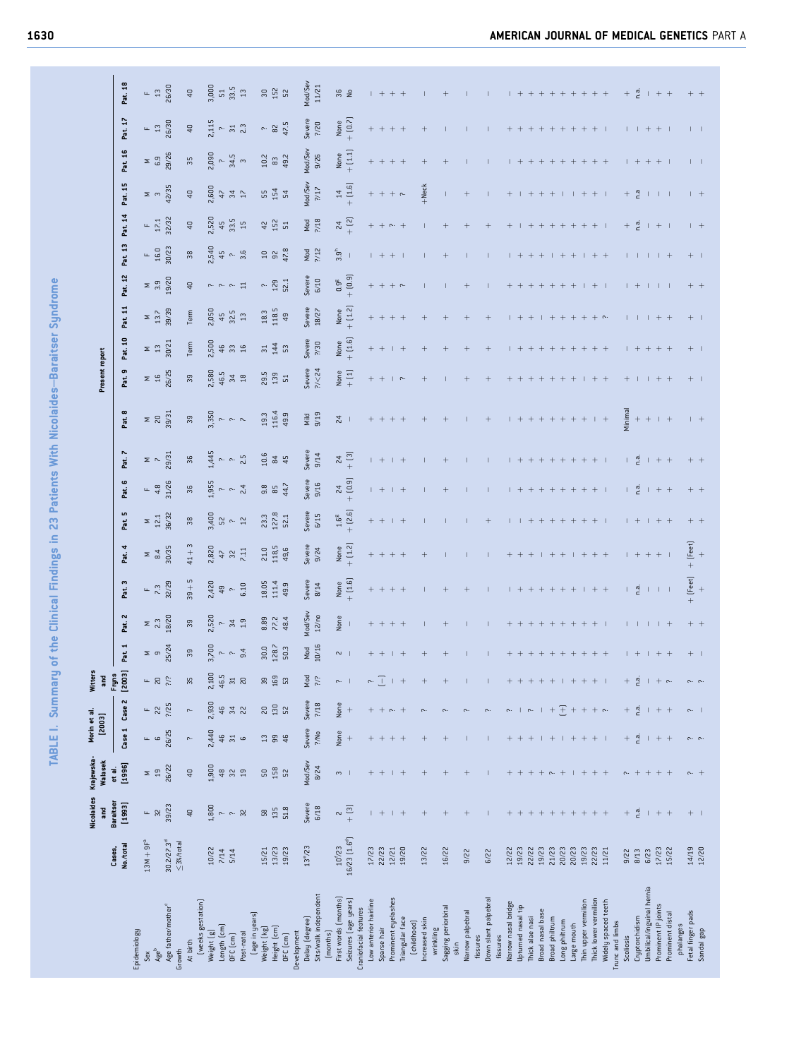# TABLE I. Summary of the Clinical Findings in 23 Patients With Nicolaides–Baraitser Syndrome

| | Cases, No./total | Nicolaides and Baraitser [1993] | Krajewska-Walasek et al. [1996] | Morin et al. [2003] Case 1 | Morin et al. [2003] Case 2 | Witters and Fryns [2003] | Present report Pat. 1 | Pat. 2 | Pat. 3 | Pat. 4 | Pat. 5 | Pat. 6 | Pat. 7 | Pat. 8 | Pat. 9 | Pat. 10 | Pat. 11 | Pat. 12 | Pat. 13 | Pat. 14 | Pat. 15 | Pat. 16 | Pat. 17 | Pat. 18 |
|---|---|---|---|---|---|---|---|---|---|---|---|---|---|---|---|---|---|---|---|---|---|---|---|---|
| **Epidemiology** | | | | | | | | | | | | | | | | | | | | | | | | |
| Sex | 13M + 9F[a] | F | M | F | F | F | M | M | F | M | M | F | M | M | M | M | M | M | F | F | M | M | F | F |
| Age[b] | | 32 | 19 | 6 | 22 | 20 | 9 | 2.3 | 7.3 | 8.4 | 12.1 | 4.8 | 7 | 20 | 16 | 13 | 13.7 | 3.9 | 16.0 | 17.1 | 3 | 6.9 | 13 | 13 |
| Age father/mother[c] | 30.2/27.3[d] | 39/23 | 26/22 | 26/25 | ?/25 | ?/? | 25/24 | 18/20 | 32/29 | 30/35 | 36/32 | 31/26 | 29/31 | 39/31 | 26/25 | 30/21 | 39/39 | 19/20 | 30/23 | 32/32 | 42/35 | 29/26 | 26/30 | 26/30 |
| **Growth** | | | | | | | | | | | | | | | | | | | | | | | | |
| At birth (weeks gestation) | ≤3%/total | 40 | 40 | ? | ? | 35 | 39 | 39 | 39 + 5 | 41 + 3 | 38 | 36 | 36 | 39 | 39 | Term | Term | 40 | 38 | 40 | 40 | 35 | 40 | 40 |
| Weight (g) | 10/22 | 1,800 | 1,900 | 2,440 | 2,930 | 2,100 | 3,700 | 2,520 | 2,420 | 2,820 | 3,400 | 1,955 | 1,445 | 3,350 | 2,580 | 2,500 | 2,050 | ? | 2,540 | 2,520 | 2,600 | 2,090 | 2,115 | 3,000 |
| Length (cm) | 7/14 | ? | 48 | 46 | 46 | 46.5 | ? | ? | 49 | 47 | 52 | ? | ? | ? | 46.5 | 46 | 45 | ? | 45 | 45 | 47 | ? | ? | 51 |
| OFC (cm) | 5/14 | ? | 32 | 31 | 34 | 31 | ? | 34 | ? | 32 | ? | ? | ? | ? | 34 | 33 | 32.5 | ? | ? | 33.5 | 34 | 34.5 | 31 | 33.5 |
| Post-natal (age in years) | | 32 | 19 | 6 | 22 | 20 | 9.4 | 1.9 | 6.10 | 7.11 | 12 | 2.4 | 2.5 | ? | 18 | 16 | 13 | 11 | 3.6 | 15 | 17 | 3 | 2.3 | 13 |
| Weight (kg) | 15/21 | 58 | 50 | 13 | 20 | 39 | 30.0 | 8.89 | 18.05 | 21.0 | 23.3 | 9.8 | 10.6 | 19.3 | 29.5 | 31 | 18.3 | ? | 10 | 42 | 55 | 10.2 | ? | 30 |
| Height (cm) | 13/23 | 135 | 158 | 99 | 130 | 169 | 128.7 | 77.2 | 111.4 | 118.5 | 127.8 | 85 | 84 | 116.4 | 139 | 144 | 118.5 | 129 | 92 | 152 | 154 | 83 | 82 | 152 |
| OFC (cm) | 19/23 | 51.8 | 52 | 46 | 52 | 53 | 50.3 | 48.4 | 49.9 | 49.6 | 52.1 | 44.7 | 45 | 49.9 | 51 | 53 | 49 | 52.1 | 47.8 | 51 | 54 | 49.2 | 47.5 | 52 |
| **Development** | | | | | | | | | | | | | | | | | | | | | | | | |
| Delay (degree) | 13[e]/23 | Severe | Mod/Sev | Severe | Severe | Mod | Mod | Mod/Sev | Severe | Severe | Severe | Severe | Severe | Mild | Severe | Severe | Severe | Severe | Mod | Mod | Mod/Sev | Mod/Sev | Severe | Mod/Sev |
| Sits/walk independent (months) | | 6/18 | 8/24 | ?/No | ?/18 | ?/? | 10/16 | 12/no | 8/14 | 9/24 | 6/15 | 9/16 | 9/14 | 9/19 | ?/<24 | ?/30 | 18/27 | 6/10 | ?/12 | ?/18 | ?/17 | 9/26 | ?/20 | 11/21 |
| First words (months) | 10/23 | 2 | 3 | None | None | ? | 2 | None | None | None | 1.6[g] | 24 | 24 | 24 | None | None | None | 0.9[g] | 3.9[h] | 24 | 14 | None | None | 36 |
| Seizures (age years) | 16/23 (1.6[f]) | + (3) | − | + | + | − | − | − | + (1.6) | + (1.2) | + (2.6) | + (0.9) | + (3) | − | + (1) | + (1.6) | + (1.2) | + (0.9) | − | + (2) | + (1.6) | + (1.1) | + (0.7) | No |
| **Craniofacial features** | | | | | | | | | | | | | | | | | | | | | | | | |
| Low anterior hairline | 17/23 | − | + | + | + | ? | + | + | + | + | − | − | − | + | + | + | + | + | − | + | + | + | + | − |
| Sparse hair | 22/23 | + | + | + | + | (−) | + | + | + | + | + | + | + | + | + | + | + | + | + | + | + | + | + | + |
| Prominent eyelashes | 12/21 | − | − | + | ? | + | − | + | + | + | − | − | − | + | − | − | + | + | + | ? | + | + | + | + |
| Triangular face (childhood) | 19/20 | + | + | + | + | + | + | + | + | + | + | + | + | + | ? | + | + | ? | − | + | ? | + | + | + |
| Increased skin wrinkling | 13/22 | + | + | + | ? | + | + | − | − | + | − | − | − | + | + | + | + | − | − | − | +Neck | + | + | − |
| Sagging periorbital skin | 16/22 | + | + | + | ? | + | + | + | + | − | − | + | + | + | − | + | + | − | + | + | − | + | − | + |
| Narrow palpebral fissures | 9/22 | + | + | − | ? | − | − | − | + | − | − | − | − | − | + | + | + | + | − | + | + | − | − | − |
| Down slant palpebral fissures | 6/22 | − | − | − | ? | − | − | − | − | − | + | − | − | + | + | + | + | − | − | + | − | − | − | − |
| Narrow nasal bridge | 12/22 | + | + | + | ? | + | + | − | − | + | − | − | − | − | + | − | − | + | − | + | + | − | + | − |
| Upturned nasal tip | 19/23 | + | + | + | − | + | + | + | + | + | − | + | + | + | + | + | + | + | + | − | − | + | + | + |
| Thick alae nasi | 22/23 | + | + | + | ? | + | + | + | + | + | + | + | + | + | + | + | + | + | + | + | + | + | + | + |
| Broad nasal base | 19/23 | + | + | − | − | + | + | + | + | − | + | + | + | + | + | + | − | + | + | + | + | + | + | + |
| Broad philtrum | 21/23 | + | ? | − | + | − | + | + | + | + | + | + | + | + | + | + | + | + | − | + | + | + | + | + |
| Long philtrum | 20/23 | + | + | − | (+) | − | + | + | + | + | + | + | + | + | + | + | + | + | + | + | − | + | + | + |
| Large mouth | 20/23 | + | − | + | + | + | + | + | + | − | + | + | + | + | + | + | + | + | + | + | − | + | + | + |
| Thin upper vermilion | 19/23 | + | + | + | + | + | + | + | − | + | + | + | + | + | − | + | + | − | − | + | + | + | + | + |
| Thick lower vermilion | 22/23 | + | + | + | + | + | + | + | + | + | + | + | + | − | + | + | + | + | + | + | + | + | + | + |
| Widely spaced teeth | 11/21 | + | + | − | ? | − | + | − | + | + | − | − | − | + | + | + | ? | − | + | − | − | + | − | + |
| **Trunk and limbs** | | | | | | | | | | | | | | | | | | | | | | | | |
| Scoliosis | 9/22 | + | ? | + | + | + | − | − | − | − | − | − | − | Minimal | + | − | − | − | − | + | + | − | − | + |
| Cryptorchidism | 8/13 | n.a. | + | n.a. | n.a. | n.a. | + | − | n.a. | + | + | n.a. | n.a. | + | − | + | − | + | − | n.a. | n.a. | + | − | n.a. |
| Umbilical/inguinal hernia | 6/23 | − | + | − | − | − | − | − | − | + | − | − | − | + | − | + | − | − | − | − | − | + | + | − |
| Prominent IP joints | 17/23 | + | + | + | + | + | + | − | − | + | + | + | + | − | − | + | + | − | − | + | − | + | + | + |
| Prominent distal phalanges | 15/22 | + | + | + | + | ? | + | + | − | − | + | + | + | + | − | + | + | − | + | − | − | − | − | + |
| Fetal finger pads | 14/19 | + | ? | ? | ? | ? | + | + | + (Feet) | + (Feet) | + | + | + | − | + | + | + | + | + | − | − | − | − | + |
| Sandal gap | 12/20 | − | + | ? | − | ? | − | + | + | + | + | + | + | + | − | − | − | + | − | + | + | − | − | + |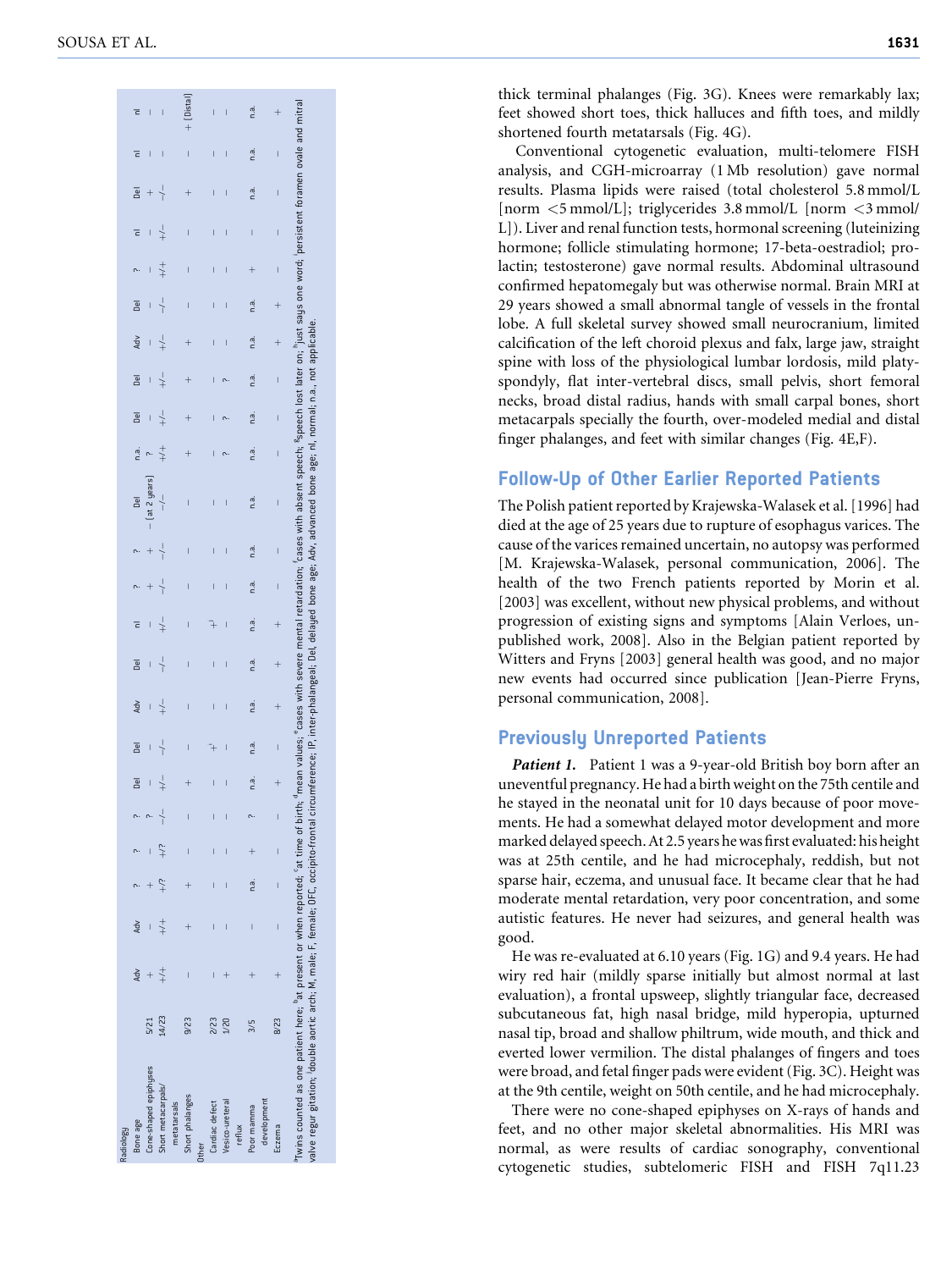| | | | | | | | | | | | | | | | | | | | | | | | |
|---|---|---|---|---|---|---|---|---|---|---|---|---|---|---|---|---|---|---|---|---|---|---|---|
| **Radiology** | | | | | | | | | | | | | | | | | | | | | | | |
| Bone age | | Adv | Adv | ? | ? | ? | Del | Del | Adv | Del | nl | ? | ? | Del | n.a. | Del | Del | Adv | Del | ? | nl | Del | nl | nl |
| Cone-shaped epiphyses | 5/21 | + | − | + | − | ? | − | − | − | − | − | + | + | − (at 2 years) | ? | − | − | − | − | − | − | + | − | − |
| Short metacarpals/metatarsals | 14/23 | +/+ | +/+ | +/? | +/? | −/− | +/− | −/− | +/− | −/− | +/− | −/− | −/− | −/− | +/+ | +/− | +/− | +/− | −/− | +/+ | +/− | −/− | − | − |
| Short phalanges | 9/23 | − | + | + | − | − | + | − | − | − | − | − | − | − | + | + | + | + | − | − | − | + | − | + (Distal) |
| **Other** | | | | | | | | | | | | | | | | | | | | | | | |
| Cardiac defect | 2/23 | − | − | − | − | − | − | +[i] | − | − | +[j] | − | − | − | − | − | − | − | − | − | − | − | − | − |
| Vesico-ureteral reflux | 1/20 | + | − | − | − | − | − | − | − | − | − | − | − | − | ? | ? | ? | − | − | − | − | − | − | − |
| Poor mamma development | 3/5 | + | − | n.a. | + | ? | n.a. | n.a. | n.a. | n.a. | n.a. | n.a. | n.a. | n.a. | n.a. | n.a. | n.a. | n.a. | n.a. | + | − | n.a. | n.a. | n.a. |
| Eczema | 8/23 | + | − | − | − | − | + | − | + | + | + | − | − | − | − | − | − | + | + | − | − | − | − | + |

[a]Twins counted as one patient here; [b]at present or when reported; [c]at time of birth; [d]mean values; [e]cases with severe mental retardation; [f]cases with absent speech; [g]speech lost later on; [h]just says one word; [i]persistent foramen ovale and mitral valve regurgitation; [j]double aortic arch; M, male; F, female; OFC, occipito-frontal circumference; IP, inter-phalangeal; Del, delayed bone age; Adv, advanced bone age; nl, normal; n.a., not applicable.

thick terminal phalanges (Fig. 3G). Knees were remarkably lax; feet showed short toes, thick halluces and fifth toes, and mildly shortened fourth metatarsals (Fig. 4G).

Conventional cytogenetic evaluation, multi-telomere FISH analysis, and CGH-microarray (1 Mb resolution) gave normal results. Plasma lipids were raised (total cholesterol 5.8 mmol/L [norm <5 mmol/L]; triglycerides 3.8 mmol/L [norm <3 mmol/L]). Liver and renal function tests, hormonal screening (luteinizing hormone; follicle stimulating hormone; 17-beta-oestradiol; prolactin; testosterone) gave normal results. Abdominal ultrasound confirmed hepatomegaly but was otherwise normal. Brain MRI at 29 years showed a small abnormal tangle of vessels in the frontal lobe. A full skeletal survey showed small neurocranium, limited calcification of the left choroid plexus and falx, large jaw, straight spine with loss of the physiological lumbar lordosis, mild platyspondyly, flat inter-vertebral discs, small pelvis, short femoral necks, broad distal radius, hands with small carpal bones, short metacarpals specially the fourth, over-modeled medial and distal finger phalanges, and feet with similar changes (Fig. 4E,F).

## Follow-Up of Other Earlier Reported Patients

The Polish patient reported by Krajewska-Walasek et al. [1996] had died at the age of 25 years due to rupture of esophagus varices. The cause of the varices remained uncertain, no autopsy was performed [M. Krajewska-Walasek, personal communication, 2006]. The health of the two French patients reported by Morin et al. [2003] was excellent, without new physical problems, and without progression of existing signs and symptoms [Alain Verloes, unpublished work, 2008]. Also in the Belgian patient reported by Witters and Fryns [2003] general health was good, and no major new events had occurred since publication [Jean-Pierre Fryns, personal communication, 2008].

## Previously Unreported Patients

***Patient 1.*** Patient 1 was a 9-year-old British boy born after an uneventful pregnancy. He had a birth weight on the 75th centile and he stayed in the neonatal unit for 10 days because of poor movements. He had a somewhat delayed motor development and more marked delayed speech. At 2.5 years he was first evaluated: his height was at 25th centile, and he had microcephaly, reddish, but not sparse hair, eczema, and unusual face. It became clear that he had moderate mental retardation, very poor concentration, and some autistic features. He never had seizures, and general health was good.

He was re-evaluated at 6.10 years (Fig. 1G) and 9.4 years. He had wiry red hair (mildly sparse initially but almost normal at last evaluation), a frontal upsweep, slightly triangular face, decreased subcutaneous fat, high nasal bridge, mild hyperopia, upturned nasal tip, broad and shallow philtrum, wide mouth, and thick and everted lower vermilion. The distal phalanges of fingers and toes were broad, and fetal finger pads were evident (Fig. 3C). Height was at the 9th centile, weight on 50th centile, and he had microcephaly.

There were no cone-shaped epiphyses on X-rays of hands and feet, and no other major skeletal abnormalities. His MRI was normal, as were results of cardiac sonography, conventional cytogenetic studies, subtelomeric FISH and FISH 7q11.23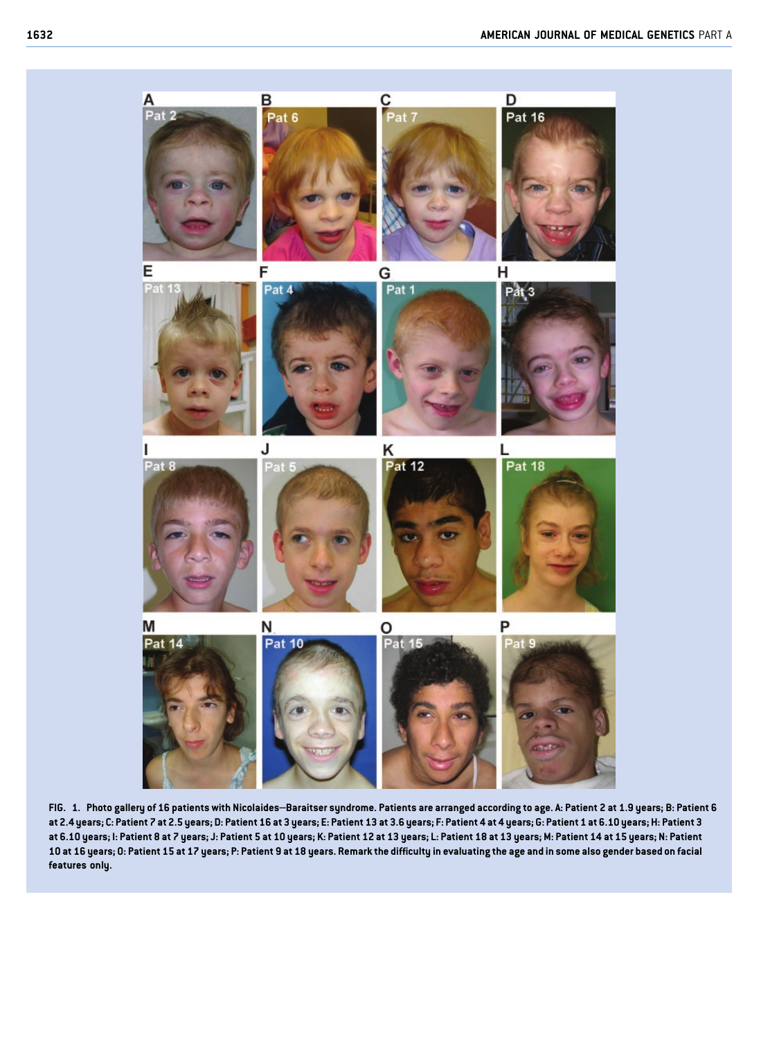FIG. 1. Photo gallery of 16 patients with Nicolaides–Baraitser syndrome. Patients are arranged according to age. A: Patient 2 at 1.9 years; B: Patient 6 at 2.4 years; C: Patient 7 at 2.5 years; D: Patient 16 at 3 years; E: Patient 13 at 3.6 years; F: Patient 4 at 4 years; G: Patient 1 at 6.10 years; H: Patient 3 at 6.10 years; I: Patient 8 at 7 years; J: Patient 5 at 10 years; K: Patient 12 at 13 years; L: Patient 18 at 13 years; M: Patient 14 at 15 years; N: Patient 10 at 16 years; O: Patient 15 at 17 years; P: Patient 9 at 18 years. Remark the difficulty in evaluating the age and in some also gender based on facial features only.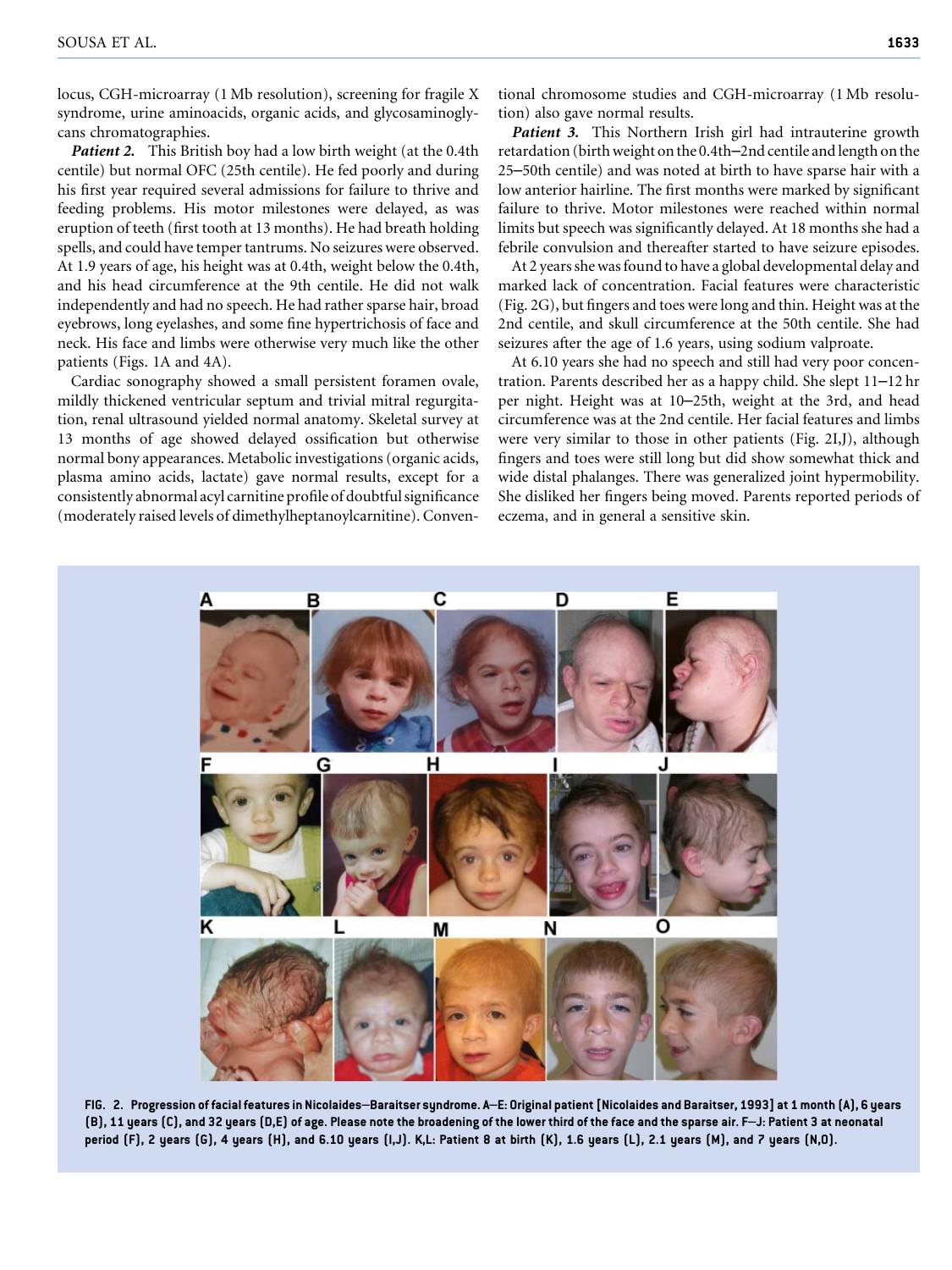locus, CGH-microarray (1 Mb resolution), screening for fragile X syndrome, urine aminoacids, organic acids, and glycosaminoglycans chromatographies.

*Patient 2.* This British boy had a low birth weight (at the 0.4th centile) but normal OFC (25th centile). He fed poorly and during his first year required several admissions for failure to thrive and feeding problems. His motor milestones were delayed, as was eruption of teeth (first tooth at 13 months). He had breath holding spells, and could have temper tantrums. No seizures were observed. At 1.9 years of age, his height was at 0.4th, weight below the 0.4th, and his head circumference at the 9th centile. He did not walk independently and had no speech. He had rather sparse hair, broad eyebrows, long eyelashes, and some fine hypertrichosis of face and neck. His face and limbs were otherwise very much like the other patients (Figs. 1A and 4A).

Cardiac sonography showed a small persistent foramen ovale, mildly thickened ventricular septum and trivial mitral regurgitation, renal ultrasound yielded normal anatomy. Skeletal survey at 13 months of age showed delayed ossification but otherwise normal bony appearances. Metabolic investigations (organic acids, plasma amino acids, lactate) gave normal results, except for a consistently abnormal acyl carnitine profile of doubtful significance (moderately raised levels of dimethylheptanoylcarnitine). Conventional chromosome studies and CGH-microarray (1 Mb resolution) also gave normal results.

*Patient 3.* This Northern Irish girl had intrauterine growth retardation (birth weight on the 0.4th–2nd centile and length on the 25–50th centile) and was noted at birth to have sparse hair with a low anterior hairline. The first months were marked by significant failure to thrive. Motor milestones were reached within normal limits but speech was significantly delayed. At 18 months she had a febrile convulsion and thereafter started to have seizure episodes.

At 2 years she was found to have a global developmental delay and marked lack of concentration. Facial features were characteristic (Fig. 2G), but fingers and toes were long and thin. Height was at the 2nd centile, and skull circumference at the 50th centile. She had seizures after the age of 1.6 years, using sodium valproate.

At 6.10 years she had no speech and still had very poor concentration. Parents described her as a happy child. She slept 11–12 hr per night. Height was at 10–25th, weight at the 3rd, and head circumference was at the 2nd centile. Her facial features and limbs were very similar to those in other patients (Fig. 2I,J), although fingers and toes were still long but did show somewhat thick and wide distal phalanges. There was generalized joint hypermobility. She disliked her fingers being moved. Parents reported periods of eczema, and in general a sensitive skin.

**FIG. 2. Progression of facial features in Nicolaides–Baraitser syndrome. A–E: Original patient [Nicolaides and Baraitser, 1993] at 1 month (A), 6 years (B), 11 years (C), and 32 years (D,E) of age. Please note the broadening of the lower third of the face and the sparse air. F–J: Patient 3 at neonatal period (F), 2 years (G), 4 years (H), and 6.10 years (I,J). K,L: Patient 8 at birth (K), 1.6 years (L), 2.1 years (M), and 7 years (N,O).**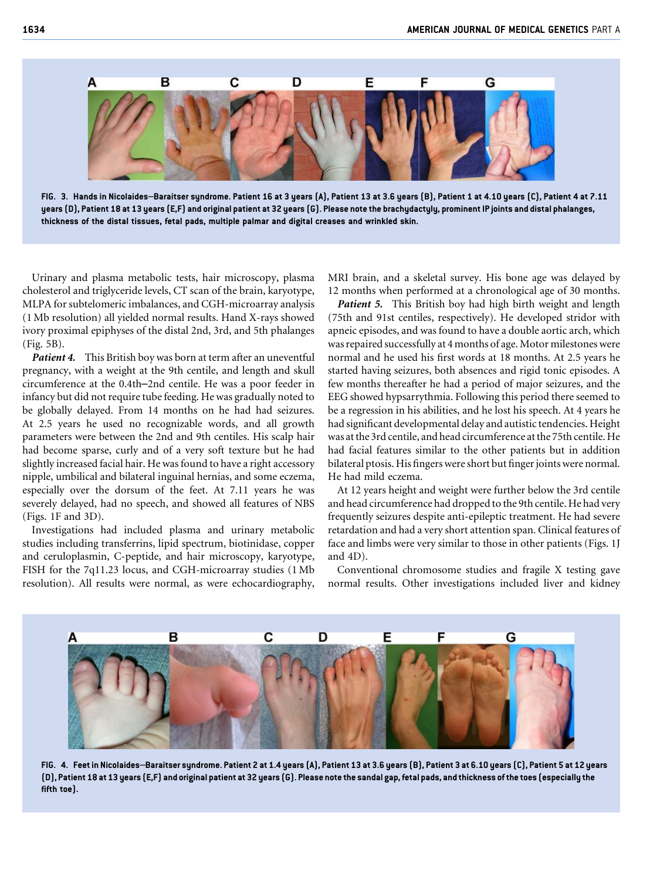FIG. 3. Hands in Nicolaides–Baraitser syndrome. Patient 16 at 3 years (A), Patient 13 at 3.6 years (B), Patient 1 at 4.10 years (C), Patient 4 at 7.11 years (D), Patient 18 at 13 years (E,F) and original patient at 32 years (G). Please note the brachydactyly, prominent IP joints and distal phalanges, thickness of the distal tissues, fetal pads, multiple palmar and digital creases and wrinkled skin.

Urinary and plasma metabolic tests, hair microscopy, plasma cholesterol and triglyceride levels, CT scan of the brain, karyotype, MLPA for subtelomeric imbalances, and CGH-microarray analysis (1 Mb resolution) all yielded normal results. Hand X-rays showed ivory proximal epiphyses of the distal 2nd, 3rd, and 5th phalanges (Fig. 5B).

***Patient 4.*** This British boy was born at term after an uneventful pregnancy, with a weight at the 9th centile, and length and skull circumference at the 0.4th–2nd centile. He was a poor feeder in infancy but did not require tube feeding. He was gradually noted to be globally delayed. From 14 months on he had had seizures. At 2.5 years he used no recognizable words, and all growth parameters were between the 2nd and 9th centiles. His scalp hair had become sparse, curly and of a very soft texture but he had slightly increased facial hair. He was found to have a right accessory nipple, umbilical and bilateral inguinal hernias, and some eczema, especially over the dorsum of the feet. At 7.11 years he was severely delayed, had no speech, and showed all features of NBS (Figs. 1F and 3D).

Investigations had included plasma and urinary metabolic studies including transferrins, lipid spectrum, biotinidase, copper and ceruloplasmin, C-peptide, and hair microscopy, karyotype, FISH for the 7q11.23 locus, and CGH-microarray studies (1 Mb resolution). All results were normal, as were echocardiography, MRI brain, and a skeletal survey. His bone age was delayed by 12 months when performed at a chronological age of 30 months.

***Patient 5.*** This British boy had high birth weight and length (75th and 91st centiles, respectively). He developed stridor with apneic episodes, and was found to have a double aortic arch, which was repaired successfully at 4 months of age. Motor milestones were normal and he used his first words at 18 months. At 2.5 years he started having seizures, both absences and rigid tonic episodes. A few months thereafter he had a period of major seizures, and the EEG showed hypsarrythmia. Following this period there seemed to be a regression in his abilities, and he lost his speech. At 4 years he had significant developmental delay and autistic tendencies. Height was at the 3rd centile, and head circumference at the 75th centile. He had facial features similar to the other patients but in addition bilateral ptosis. His fingers were short but finger joints were normal. He had mild eczema.

At 12 years height and weight were further below the 3rd centile and head circumference had dropped to the 9th centile. He had very frequently seizures despite anti-epileptic treatment. He had severe retardation and had a very short attention span. Clinical features of face and limbs were very similar to those in other patients (Figs. 1J and 4D).

Conventional chromosome studies and fragile X testing gave normal results. Other investigations included liver and kidney

FIG. 4. Feet in Nicolaides–Baraitser syndrome. Patient 2 at 1.4 years (A), Patient 13 at 3.6 years (B), Patient 3 at 6.10 years (C), Patient 5 at 12 years (D), Patient 18 at 13 years (E,F) and original patient at 32 years (G). Please note the sandal gap, fetal pads, and thickness of the toes (especially the fifth toe).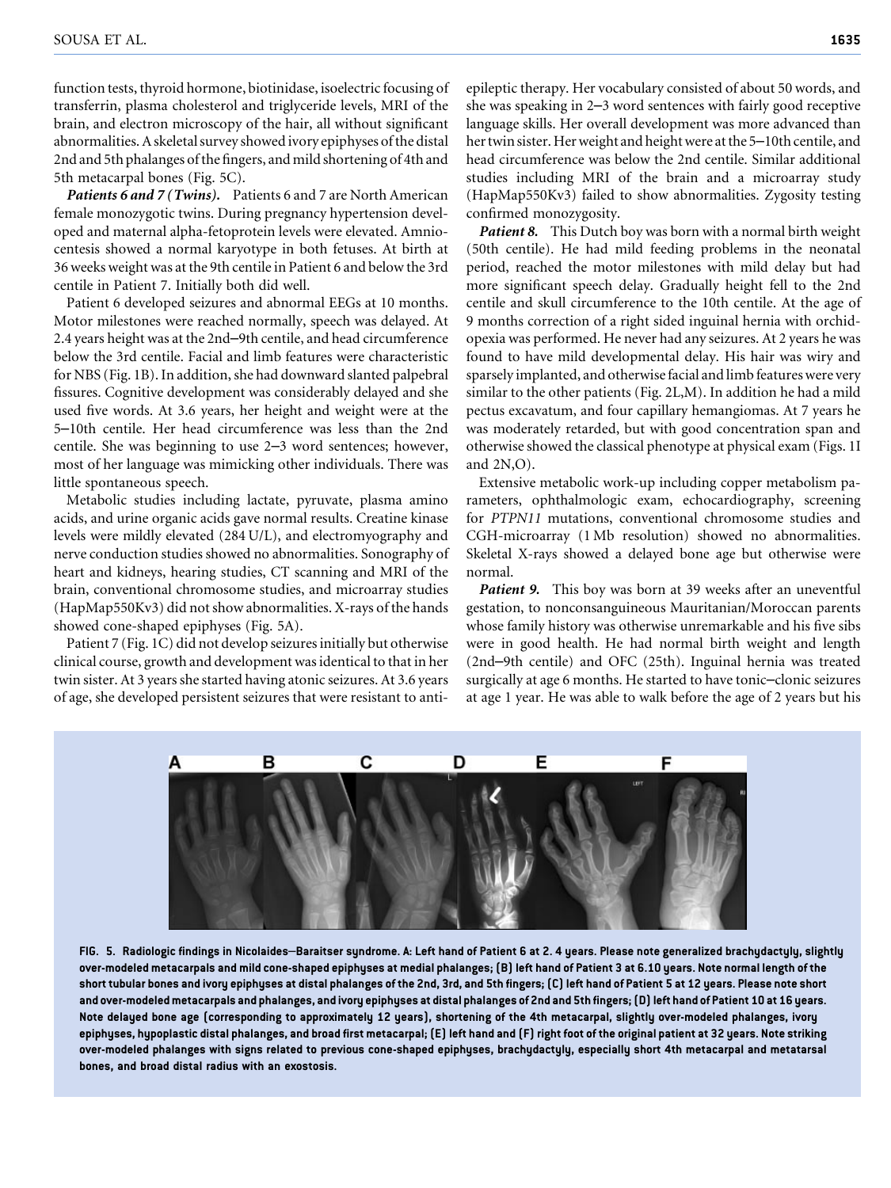function tests, thyroid hormone, biotinidase, isoelectric focusing of transferrin, plasma cholesterol and triglyceride levels, MRI of the brain, and electron microscopy of the hair, all without significant abnormalities. A skeletal survey showed ivory epiphyses of the distal 2nd and 5th phalanges of the fingers, and mild shortening of 4th and 5th metacarpal bones (Fig. 5C).

***Patients 6 and 7 (Twins).*** Patients 6 and 7 are North American female monozygotic twins. During pregnancy hypertension developed and maternal alpha-fetoprotein levels were elevated. Amniocentesis showed a normal karyotype in both fetuses. At birth at 36 weeks weight was at the 9th centile in Patient 6 and below the 3rd centile in Patient 7. Initially both did well.

Patient 6 developed seizures and abnormal EEGs at 10 months. Motor milestones were reached normally, speech was delayed. At 2.4 years height was at the 2nd–9th centile, and head circumference below the 3rd centile. Facial and limb features were characteristic for NBS (Fig. 1B). In addition, she had downward slanted palpebral fissures. Cognitive development was considerably delayed and she used five words. At 3.6 years, her height and weight were at the 5–10th centile. Her head circumference was less than the 2nd centile. She was beginning to use 2–3 word sentences; however, most of her language was mimicking other individuals. There was little spontaneous speech.

Metabolic studies including lactate, pyruvate, plasma amino acids, and urine organic acids gave normal results. Creatine kinase levels were mildly elevated (284 U/L), and electromyography and nerve conduction studies showed no abnormalities. Sonography of heart and kidneys, hearing studies, CT scanning and MRI of the brain, conventional chromosome studies, and microarray studies (HapMap550Kv3) did not show abnormalities. X-rays of the hands showed cone-shaped epiphyses (Fig. 5A).

Patient 7 (Fig. 1C) did not develop seizures initially but otherwise clinical course, growth and development was identical to that in her twin sister. At 3 years she started having atonic seizures. At 3.6 years of age, she developed persistent seizures that were resistant to antiepileptic therapy. Her vocabulary consisted of about 50 words, and she was speaking in 2–3 word sentences with fairly good receptive language skills. Her overall development was more advanced than her twin sister. Her weight and height were at the 5–10th centile, and head circumference was below the 2nd centile. Similar additional studies including MRI of the brain and a microarray study (HapMap550Kv3) failed to show abnormalities. Zygosity testing confirmed monozygosity.

***Patient 8.*** This Dutch boy was born with a normal birth weight (50th centile). He had mild feeding problems in the neonatal period, reached the motor milestones with mild delay but had more significant speech delay. Gradually height fell to the 2nd centile and skull circumference to the 10th centile. At the age of 9 months correction of a right sided inguinal hernia with orchidopexia was performed. He never had any seizures. At 2 years he was found to have mild developmental delay. His hair was wiry and sparsely implanted, and otherwise facial and limb features were very similar to the other patients (Fig. 2L,M). In addition he had a mild pectus excavatum, and four capillary hemangiomas. At 7 years he was moderately retarded, but with good concentration span and otherwise showed the classical phenotype at physical exam (Figs. 1I and 2N,O).

Extensive metabolic work-up including copper metabolism parameters, ophthalmologic exam, echocardiography, screening for *PTPN11* mutations, conventional chromosome studies and CGH-microarray (1 Mb resolution) showed no abnormalities. Skeletal X-rays showed a delayed bone age but otherwise were normal.

***Patient 9.*** This boy was born at 39 weeks after an uneventful gestation, to nonconsanguineous Mauritanian/Moroccan parents whose family history was otherwise unremarkable and his five sibs were in good health. He had normal birth weight and length (2nd–9th centile) and OFC (25th). Inguinal hernia was treated surgically at age 6 months. He started to have tonic–clonic seizures at age 1 year. He was able to walk before the age of 2 years but his

**FIG. 5. Radiologic findings in Nicolaides–Baraitser syndrome. A: Left hand of Patient 6 at 2. 4 years. Please note generalized brachydactyly, slightly over-modeled metacarpals and mild cone-shaped epiphyses at medial phalanges; (B) left hand of Patient 3 at 6.10 years. Note normal length of the short tubular bones and ivory epiphyses at distal phalanges of the 2nd, 3rd, and 5th fingers; (C) left hand of Patient 5 at 12 years. Please note short and over-modeled metacarpals and phalanges, and ivory epiphyses at distal phalanges of 2nd and 5th fingers; (D) left hand of Patient 10 at 16 years. Note delayed bone age (corresponding to approximately 12 years), shortening of the 4th metacarpal, slightly over-modeled phalanges, ivory epiphyses, hypoplastic distal phalanges, and broad first metacarpal; (E) left hand and (F) right foot of the original patient at 32 years. Note striking over-modeled phalanges with signs related to previous cone-shaped epiphyses, brachydactyly, especially short 4th metacarpal and metatarsal bones, and broad distal radius with an exostosis.**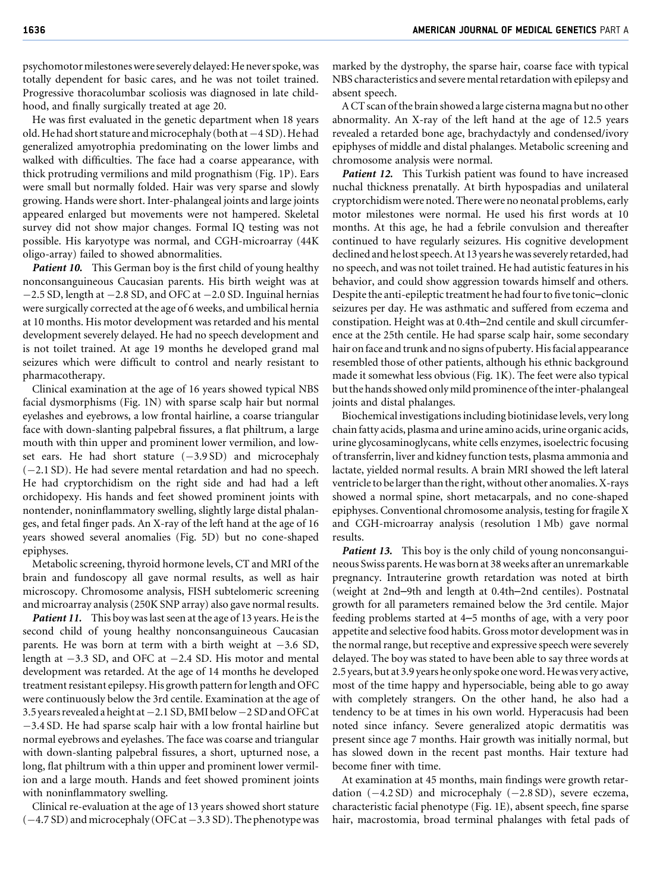psychomotor milestones were severely delayed: He never spoke, was totally dependent for basic cares, and he was not toilet trained. Progressive thoracolumbar scoliosis was diagnosed in late childhood, and finally surgically treated at age 20.

He was first evaluated in the genetic department when 18 years old. He had short stature and microcephaly (both at −4 SD). He had generalized amyotrophia predominating on the lower limbs and walked with difficulties. The face had a coarse appearance, with thick protruding vermilions and mild prognathism (Fig. 1P). Ears were small but normally folded. Hair was very sparse and slowly growing. Hands were short. Inter-phalangeal joints and large joints appeared enlarged but movements were not hampered. Skeletal survey did not show major changes. Formal IQ testing was not possible. His karyotype was normal, and CGH-microarray (44K oligo-array) failed to showed abnormalities.

***Patient 10.*** This German boy is the first child of young healthy nonconsanguineous Caucasian parents. His birth weight was at −2.5 SD, length at −2.8 SD, and OFC at −2.0 SD. Inguinal hernias were surgically corrected at the age of 6 weeks, and umbilical hernia at 10 months. His motor development was retarded and his mental development severely delayed. He had no speech development and is not toilet trained. At age 19 months he developed grand mal seizures which were difficult to control and nearly resistant to pharmacotherapy.

Clinical examination at the age of 16 years showed typical NBS facial dysmorphisms (Fig. 1N) with sparse scalp hair but normal eyelashes and eyebrows, a low frontal hairline, a coarse triangular face with down-slanting palpebral fissures, a flat philtrum, a large mouth with thin upper and prominent lower vermilion, and low-set ears. He had short stature (−3.9 SD) and microcephaly (−2.1 SD). He had severe mental retardation and had no speech. He had cryptorchidism on the right side and had had a left orchidopexy. His hands and feet showed prominent joints with nontender, noninflammatory swelling, slightly large distal phalanges, and fetal finger pads. An X-ray of the left hand at the age of 16 years showed several anomalies (Fig. 5D) but no cone-shaped epiphyses.

Metabolic screening, thyroid hormone levels, CT and MRI of the brain and fundoscopy all gave normal results, as well as hair microscopy. Chromosome analysis, FISH subtelomeric screening and microarray analysis (250K SNP array) also gave normal results.

***Patient 11.*** This boy was last seen at the age of 13 years. He is the second child of young healthy nonconsanguineous Caucasian parents. He was born at term with a birth weight at −3.6 SD, length at −3.3 SD, and OFC at −2.4 SD. His motor and mental development was retarded. At the age of 14 months he developed treatment resistant epilepsy. His growth pattern for length and OFC were continuously below the 3rd centile. Examination at the age of 3.5 years revealed a height at −2.1 SD, BMI below −2 SD and OFC at −3.4 SD. He had sparse scalp hair with a low frontal hairline but normal eyebrows and eyelashes. The face was coarse and triangular with down-slanting palpebral fissures, a short, upturned nose, a long, flat philtrum with a thin upper and prominent lower vermilion and a large mouth. Hands and feet showed prominent joints with noninflammatory swelling.

Clinical re-evaluation at the age of 13 years showed short stature (−4.7 SD) and microcephaly (OFC at −3.3 SD). The phenotype was marked by the dystrophy, the sparse hair, coarse face with typical NBS characteristics and severe mental retardation with epilepsy and absent speech.

A CT scan of the brain showed a large cisterna magna but no other abnormality. An X-ray of the left hand at the age of 12.5 years revealed a retarded bone age, brachydactyly and condensed/ivory epiphyses of middle and distal phalanges. Metabolic screening and chromosome analysis were normal.

***Patient 12.*** This Turkish patient was found to have increased nuchal thickness prenatally. At birth hypospadias and unilateral cryptorchidism were noted. There were no neonatal problems, early motor milestones were normal. He used his first words at 10 months. At this age, he had a febrile convulsion and thereafter continued to have regularly seizures. His cognitive development declined and he lost speech. At 13 years he was severely retarded, had no speech, and was not toilet trained. He had autistic features in his behavior, and could show aggression towards himself and others. Despite the anti-epileptic treatment he had four to five tonic–clonic seizures per day. He was asthmatic and suffered from eczema and constipation. Height was at 0.4th–2nd centile and skull circumference at the 25th centile. He had sparse scalp hair, some secondary hair on face and trunk and no signs of puberty. His facial appearance resembled those of other patients, although his ethnic background made it somewhat less obvious (Fig. 1K). The feet were also typical but the hands showed only mild prominence of the inter-phalangeal joints and distal phalanges.

Biochemical investigations including biotinidase levels, very long chain fatty acids, plasma and urine amino acids, urine organic acids, urine glycosaminoglycans, white cells enzymes, isoelectric focusing of transferrin, liver and kidney function tests, plasma ammonia and lactate, yielded normal results. A brain MRI showed the left lateral ventricle to be larger than the right, without other anomalies. X-rays showed a normal spine, short metacarpals, and no cone-shaped epiphyses. Conventional chromosome analysis, testing for fragile X and CGH-microarray analysis (resolution 1 Mb) gave normal results.

***Patient 13.*** This boy is the only child of young nonconsanguineous Swiss parents. He was born at 38 weeks after an unremarkable pregnancy. Intrauterine growth retardation was noted at birth (weight at 2nd–9th and length at 0.4th–2nd centiles). Postnatal growth for all parameters remained below the 3rd centile. Major feeding problems started at 4–5 months of age, with a very poor appetite and selective food habits. Gross motor development was in the normal range, but receptive and expressive speech were severely delayed. The boy was stated to have been able to say three words at 2.5 years, but at 3.9 years he only spoke one word. He was very active, most of the time happy and hypersociable, being able to go away with completely strangers. On the other hand, he also had a tendency to be at times in his own world. Hyperacusis had been noted since infancy. Severe generalized atopic dermatitis was present since age 7 months. Hair growth was initially normal, but has slowed down in the recent past months. Hair texture had become finer with time.

At examination at 45 months, main findings were growth retardation (−4.2 SD) and microcephaly (−2.8 SD), severe eczema, characteristic facial phenotype (Fig. 1E), absent speech, fine sparse hair, macrostomia, broad terminal phalanges with fetal pads of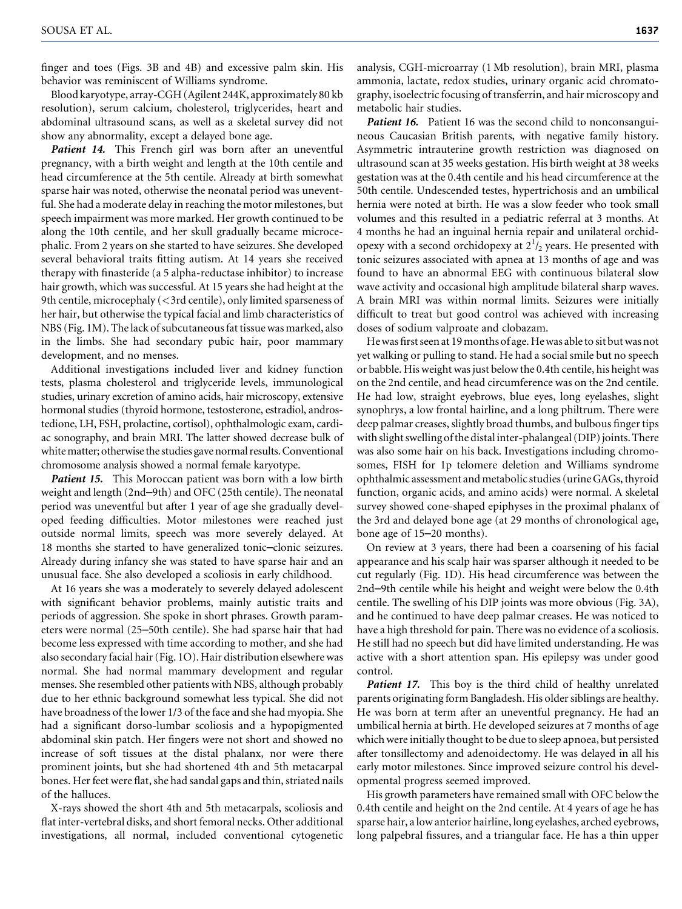finger and toes (Figs. 3B and 4B) and excessive palm skin. His behavior was reminiscent of Williams syndrome.

Blood karyotype, array-CGH (Agilent 244K, approximately 80 kb resolution), serum calcium, cholesterol, triglycerides, heart and abdominal ultrasound scans, as well as a skeletal survey did not show any abnormality, except a delayed bone age.

***Patient 14.*** This French girl was born after an uneventful pregnancy, with a birth weight and length at the 10th centile and head circumference at the 5th centile. Already at birth somewhat sparse hair was noted, otherwise the neonatal period was uneventful. She had a moderate delay in reaching the motor milestones, but speech impairment was more marked. Her growth continued to be along the 10th centile, and her skull gradually became microcephalic. From 2 years on she started to have seizures. She developed several behavioral traits fitting autism. At 14 years she received therapy with finasteride (a 5 alpha-reductase inhibitor) to increase hair growth, which was successful. At 15 years she had height at the 9th centile, microcephaly (<3rd centile), only limited sparseness of her hair, but otherwise the typical facial and limb characteristics of NBS (Fig. 1M). The lack of subcutaneous fat tissue was marked, also in the limbs. She had secondary pubic hair, poor mammary development, and no menses.

Additional investigations included liver and kidney function tests, plasma cholesterol and triglyceride levels, immunological studies, urinary excretion of amino acids, hair microscopy, extensive hormonal studies (thyroid hormone, testosterone, estradiol, androstedione, LH, FSH, prolactine, cortisol), ophthalmologic exam, cardiac sonography, and brain MRI. The latter showed decrease bulk of white matter; otherwise the studies gave normal results. Conventional chromosome analysis showed a normal female karyotype.

***Patient 15.*** This Moroccan patient was born with a low birth weight and length (2nd–9th) and OFC (25th centile). The neonatal period was uneventful but after 1 year of age she gradually developed feeding difficulties. Motor milestones were reached just outside normal limits, speech was more severely delayed. At 18 months she started to have generalized tonic–clonic seizures. Already during infancy she was stated to have sparse hair and an unusual face. She also developed a scoliosis in early childhood.

At 16 years she was a moderately to severely delayed adolescent with significant behavior problems, mainly autistic traits and periods of aggression. She spoke in short phrases. Growth parameters were normal (25–50th centile). She had sparse hair that had become less expressed with time according to mother, and she had also secondary facial hair (Fig. 1O). Hair distribution elsewhere was normal. She had normal mammary development and regular menses. She resembled other patients with NBS, although probably due to her ethnic background somewhat less typical. She did not have broadness of the lower 1/3 of the face and she had myopia. She had a significant dorso-lumbar scoliosis and a hypopigmented abdominal skin patch. Her fingers were not short and showed no increase of soft tissues at the distal phalanx, nor were there prominent joints, but she had shortened 4th and 5th metacarpal bones. Her feet were flat, she had sandal gaps and thin, striated nails of the halluces.

X-rays showed the short 4th and 5th metacarpals, scoliosis and flat inter-vertebral disks, and short femoral necks. Other additional investigations, all normal, included conventional cytogenetic analysis, CGH-microarray (1 Mb resolution), brain MRI, plasma ammonia, lactate, redox studies, urinary organic acid chromatography, isoelectric focusing of transferrin, and hair microscopy and metabolic hair studies.

***Patient 16.*** Patient 16 was the second child to nonconsanguineous Caucasian British parents, with negative family history. Asymmetric intrauterine growth restriction was diagnosed on ultrasound scan at 35 weeks gestation. His birth weight at 38 weeks gestation was at the 0.4th centile and his head circumference at the 50th centile. Undescended testes, hypertrichosis and an umbilical hernia were noted at birth. He was a slow feeder who took small volumes and this resulted in a pediatric referral at 3 months. At 4 months he had an inguinal hernia repair and unilateral orchidopexy with a second orchidopexy at $2^1/_2$ years. He presented with tonic seizures associated with apnea at 13 months of age and was found to have an abnormal EEG with continuous bilateral slow wave activity and occasional high amplitude bilateral sharp waves. A brain MRI was within normal limits. Seizures were initially difficult to treat but good control was achieved with increasing doses of sodium valproate and clobazam.

He was first seen at 19 months of age. He was able to sit but was not yet walking or pulling to stand. He had a social smile but no speech or babble. His weight was just below the 0.4th centile, his height was on the 2nd centile, and head circumference was on the 2nd centile. He had low, straight eyebrows, blue eyes, long eyelashes, slight synophrys, a low frontal hairline, and a long philtrum. There were deep palmar creases, slightly broad thumbs, and bulbous finger tips with slight swelling of the distal inter-phalangeal (DIP) joints. There was also some hair on his back. Investigations including chromosomes, FISH for 1p telomere deletion and Williams syndrome ophthalmic assessment and metabolic studies (urine GAGs, thyroid function, organic acids, and amino acids) were normal. A skeletal survey showed cone-shaped epiphyses in the proximal phalanx of the 3rd and delayed bone age (at 29 months of chronological age, bone age of 15–20 months).

On review at 3 years, there had been a coarsening of his facial appearance and his scalp hair was sparser although it needed to be cut regularly (Fig. 1D). His head circumference was between the 2nd–9th centile while his height and weight were below the 0.4th centile. The swelling of his DIP joints was more obvious (Fig. 3A), and he continued to have deep palmar creases. He was noticed to have a high threshold for pain. There was no evidence of a scoliosis. He still had no speech but did have limited understanding. He was active with a short attention span. His epilepsy was under good control.

***Patient 17.*** This boy is the third child of healthy unrelated parents originating form Bangladesh. His older siblings are healthy. He was born at term after an uneventful pregnancy. He had an umbilical hernia at birth. He developed seizures at 7 months of age which were initially thought to be due to sleep apnoea, but persisted after tonsillectomy and adenoidectomy. He was delayed in all his early motor milestones. Since improved seizure control his developmental progress seemed improved.

His growth parameters have remained small with OFC below the 0.4th centile and height on the 2nd centile. At 4 years of age he has sparse hair, a low anterior hairline, long eyelashes, arched eyebrows, long palpebral fissures, and a triangular face. He has a thin upper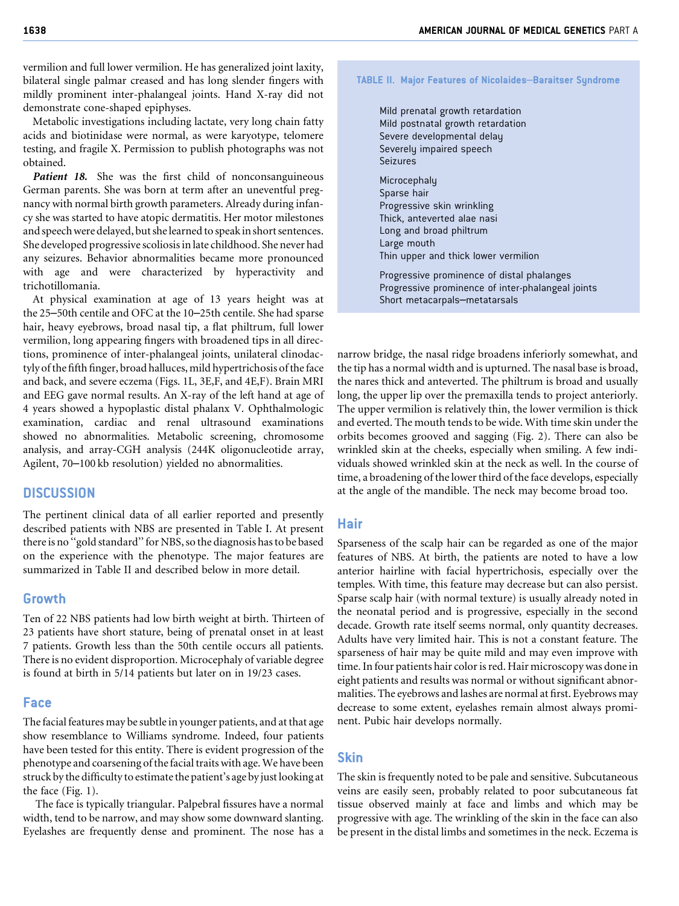vermilion and full lower vermilion. He has generalized joint laxity, bilateral single palmar creased and has long slender fingers with mildly prominent inter-phalangeal joints. Hand X-ray did not demonstrate cone-shaped epiphyses.

Metabolic investigations including lactate, very long chain fatty acids and biotinidase were normal, as were karyotype, telomere testing, and fragile X. Permission to publish photographs was not obtained.

***Patient 18.*** She was the first child of nonconsanguineous German parents. She was born at term after an uneventful pregnancy with normal birth growth parameters. Already during infancy she was started to have atopic dermatitis. Her motor milestones and speech were delayed, but she learned to speak in short sentences. She developed progressive scoliosis in late childhood. She never had any seizures. Behavior abnormalities became more pronounced with age and were characterized by hyperactivity and trichotillomania.

At physical examination at age of 13 years height was at the 25–50th centile and OFC at the 10–25th centile. She had sparse hair, heavy eyebrows, broad nasal tip, a flat philtrum, full lower vermilion, long appearing fingers with broadened tips in all directions, prominence of inter-phalangeal joints, unilateral clinodactyly of the fifth finger, broad halluces, mild hypertrichosis of the face and back, and severe eczema (Figs. 1L, 3E,F, and 4E,F). Brain MRI and EEG gave normal results. An X-ray of the left hand at age of 4 years showed a hypoplastic distal phalanx V. Ophthalmologic examination, cardiac and renal ultrasound examinations showed no abnormalities. Metabolic screening, chromosome analysis, and array-CGH analysis (244K oligonucleotide array, Agilent, 70–100 kb resolution) yielded no abnormalities.

## DISCUSSION

The pertinent clinical data of all earlier reported and presently described patients with NBS are presented in Table I. At present there is no "gold standard" for NBS, so the diagnosis has to be based on the experience with the phenotype. The major features are summarized in Table II and described below in more detail.

**TABLE II. Major Features of Nicolaides–Baraitser Syndrome**

- Mild prenatal growth retardation
- Mild postnatal growth retardation
- Severe developmental delay
- Severely impaired speech
- Seizures

- Microcephaly
- Sparse hair
- Progressive skin wrinkling
- Thick, anteverted alae nasi
- Long and broad philtrum
- Large mouth
- Thin upper and thick lower vermilion

- Progressive prominence of distal phalanges
- Progressive prominence of inter-phalangeal joints
- Short metacarpals–metatarsals

### Growth

Ten of 22 NBS patients had low birth weight at birth. Thirteen of 23 patients have short stature, being of prenatal onset in at least 7 patients. Growth less than the 50th centile occurs all patients. There is no evident disproportion. Microcephaly of variable degree is found at birth in 5/14 patients but later on in 19/23 cases.

### Face

The facial features may be subtle in younger patients, and at that age show resemblance to Williams syndrome. Indeed, four patients have been tested for this entity. There is evident progression of the phenotype and coarsening of the facial traits with age. We have been struck by the difficulty to estimate the patient's age by just looking at the face (Fig. 1).

The face is typically triangular. Palpebral fissures have a normal width, tend to be narrow, and may show some downward slanting. Eyelashes are frequently dense and prominent. The nose has a narrow bridge, the nasal ridge broadens inferiorly somewhat, and the tip has a normal width and is upturned. The nasal base is broad, the nares thick and anteverted. The philtrum is broad and usually long, the upper lip over the premaxilla tends to project anteriorly. The upper vermilion is relatively thin, the lower vermilion is thick and everted. The mouth tends to be wide. With time skin under the orbits becomes grooved and sagging (Fig. 2). There can also be wrinkled skin at the cheeks, especially when smiling. A few individuals showed wrinkled skin at the neck as well. In the course of time, a broadening of the lower third of the face develops, especially at the angle of the mandible. The neck may become broad too.

### Hair

Sparseness of the scalp hair can be regarded as one of the major features of NBS. At birth, the patients are noted to have a low anterior hairline with facial hypertrichosis, especially over the temples. With time, this feature may decrease but can also persist. Sparse scalp hair (with normal texture) is usually already noted in the neonatal period and is progressive, especially in the second decade. Growth rate itself seems normal, only quantity decreases. Adults have very limited hair. This is not a constant feature. The sparseness of hair may be quite mild and may even improve with time. In four patients hair color is red. Hair microscopy was done in eight patients and results was normal or without significant abnormalities. The eyebrows and lashes are normal at first. Eyebrows may decrease to some extent, eyelashes remain almost always prominent. Pubic hair develops normally.

### Skin

The skin is frequently noted to be pale and sensitive. Subcutaneous veins are easily seen, probably related to poor subcutaneous fat tissue observed mainly at face and limbs and which may be progressive with age. The wrinkling of the skin in the face can also be present in the distal limbs and sometimes in the neck. Eczema is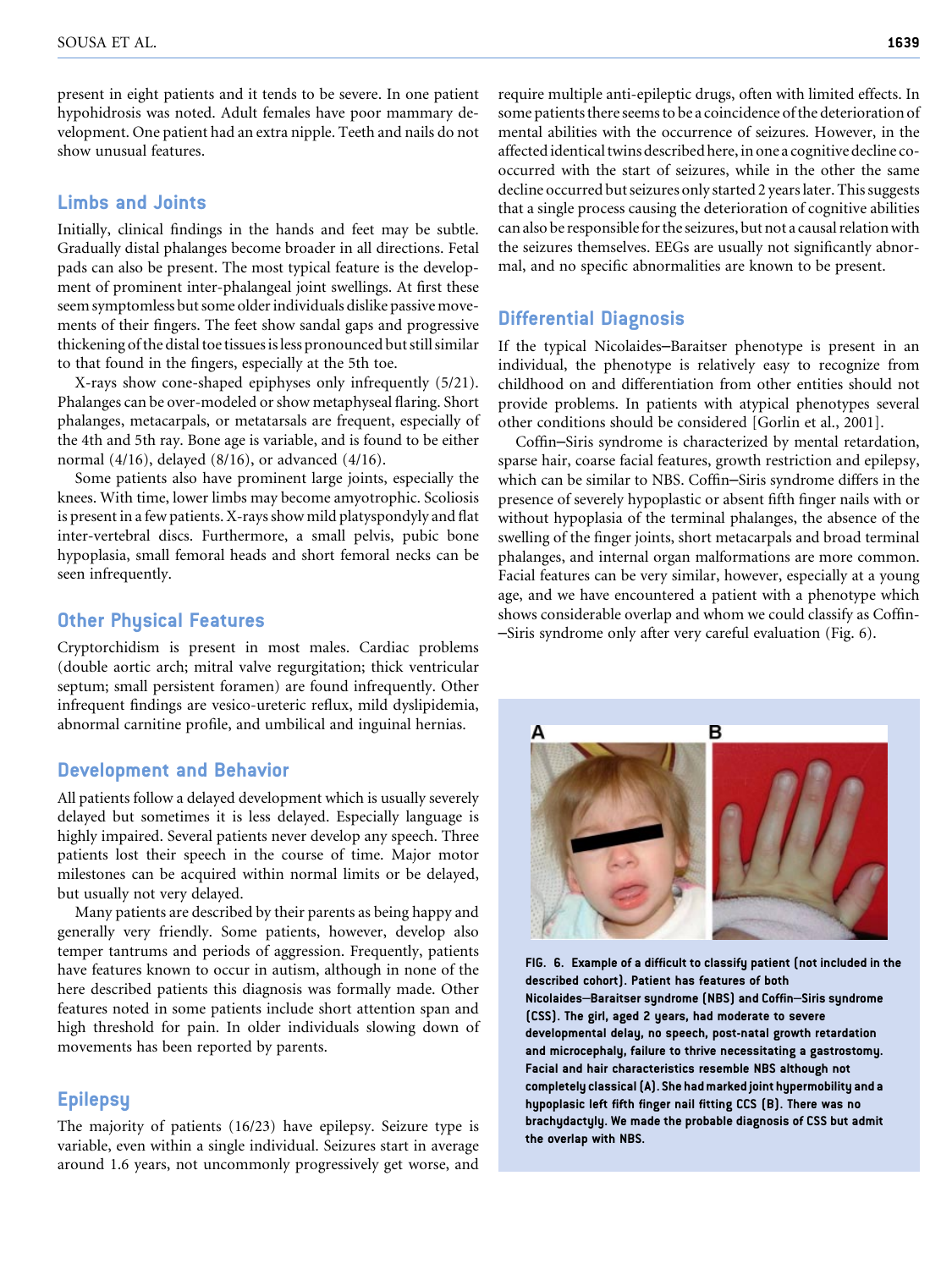present in eight patients and it tends to be severe. In one patient hypohidrosis was noted. Adult females have poor mammary development. One patient had an extra nipple. Teeth and nails do not show unusual features.

## Limbs and Joints

Initially, clinical findings in the hands and feet may be subtle. Gradually distal phalanges become broader in all directions. Fetal pads can also be present. The most typical feature is the development of prominent inter-phalangeal joint swellings. At first these seem symptomless but some older individuals dislike passive movements of their fingers. The feet show sandal gaps and progressive thickening of the distal toe tissues is less pronounced but still similar to that found in the fingers, especially at the 5th toe.

X-rays show cone-shaped epiphyses only infrequently (5/21). Phalanges can be over-modeled or show metaphyseal flaring. Short phalanges, metacarpals, or metatarsals are frequent, especially of the 4th and 5th ray. Bone age is variable, and is found to be either normal (4/16), delayed (8/16), or advanced (4/16).

Some patients also have prominent large joints, especially the knees. With time, lower limbs may become amyotrophic. Scoliosis is present in a few patients. X-rays show mild platyspondyly and flat inter-vertebral discs. Furthermore, a small pelvis, pubic bone hypoplasia, small femoral heads and short femoral necks can be seen infrequently.

## Other Physical Features

Cryptorchidism is present in most males. Cardiac problems (double aortic arch; mitral valve regurgitation; thick ventricular septum; small persistent foramen) are found infrequently. Other infrequent findings are vesico-ureteric reflux, mild dyslipidemia, abnormal carnitine profile, and umbilical and inguinal hernias.

## Development and Behavior

All patients follow a delayed development which is usually severely delayed but sometimes it is less delayed. Especially language is highly impaired. Several patients never develop any speech. Three patients lost their speech in the course of time. Major motor milestones can be acquired within normal limits or be delayed, but usually not very delayed.

Many patients are described by their parents as being happy and generally very friendly. Some patients, however, develop also temper tantrums and periods of aggression. Frequently, patients have features known to occur in autism, although in none of the here described patients this diagnosis was formally made. Other features noted in some patients include short attention span and high threshold for pain. In older individuals slowing down of movements has been reported by parents.

## Epilepsy

The majority of patients (16/23) have epilepsy. Seizure type is variable, even within a single individual. Seizures start in average around 1.6 years, not uncommonly progressively get worse, and require multiple anti-epileptic drugs, often with limited effects. In some patients there seems to be a coincidence of the deterioration of mental abilities with the occurrence of seizures. However, in the affected identical twins described here, in one a cognitive decline co-occurred with the start of seizures, while in the other the same decline occurred but seizures only started 2 years later. This suggests that a single process causing the deterioration of cognitive abilities can also be responsible for the seizures, but not a causal relation with the seizures themselves. EEGs are usually not significantly abnormal, and no specific abnormalities are known to be present.

## Differential Diagnosis

If the typical Nicolaides–Baraitser phenotype is present in an individual, the phenotype is relatively easy to recognize from childhood on and differentiation from other entities should not provide problems. In patients with atypical phenotypes several other conditions should be considered [Gorlin et al., 2001].

Coffin–Siris syndrome is characterized by mental retardation, sparse hair, coarse facial features, growth restriction and epilepsy, which can be similar to NBS. Coffin–Siris syndrome differs in the presence of severely hypoplastic or absent fifth finger nails with or without hypoplasia of the terminal phalanges, the absence of the swelling of the finger joints, short metacarpals and broad terminal phalanges, and internal organ malformations are more common. Facial features can be very similar, however, especially at a young age, and we have encountered a patient with a phenotype which shows considerable overlap and whom we could classify as Coffin–Siris syndrome only after very careful evaluation (Fig. 6).

A B

**FIG. 6. Example of a difficult to classify patient (not included in the described cohort). Patient has features of both Nicolaides–Baraitser syndrome (NBS) and Coffin–Siris syndrome (CSS). The girl, aged 2 years, had moderate to severe developmental delay, no speech, post-natal growth retardation and microcephaly, failure to thrive necessitating a gastrostomy. Facial and hair characteristics resemble NBS although not completely classical (A). She had marked joint hypermobility and a hypoplasic left fifth finger nail fitting CCS (B). There was no brachydactyly. We made the probable diagnosis of CSS but admit the overlap with NBS.**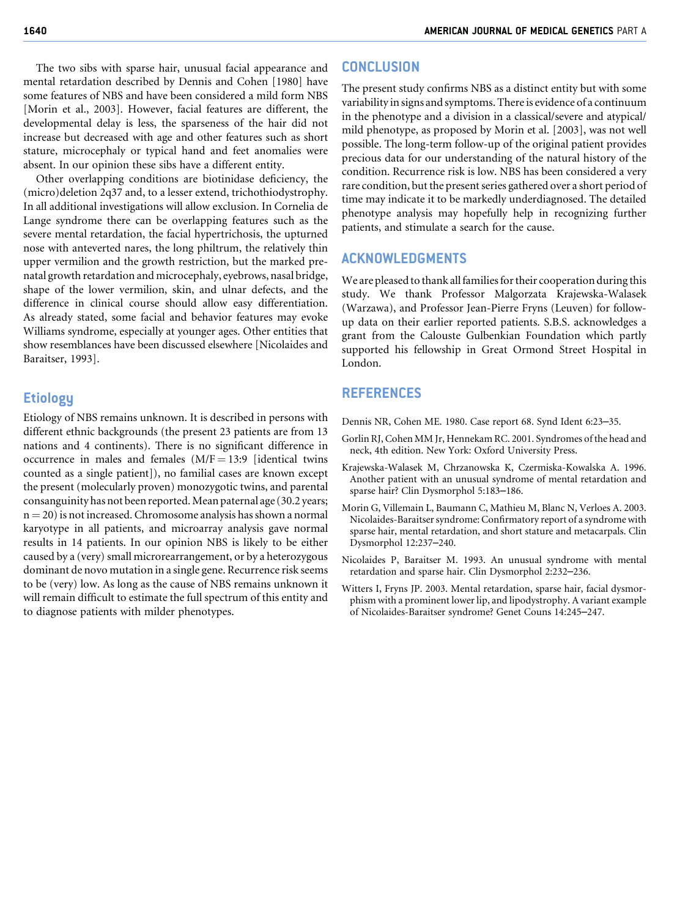The two sibs with sparse hair, unusual facial appearance and mental retardation described by Dennis and Cohen [1980] have some features of NBS and have been considered a mild form NBS [Morin et al., 2003]. However, facial features are different, the developmental delay is less, the sparseness of the hair did not increase but decreased with age and other features such as short stature, microcephaly or typical hand and feet anomalies were absent. In our opinion these sibs have a different entity.

Other overlapping conditions are biotinidase deficiency, the (micro)deletion 2q37 and, to a lesser extend, trichothiodystrophy. In all additional investigations will allow exclusion. In Cornelia de Lange syndrome there can be overlapping features such as the severe mental retardation, the facial hypertrichosis, the upturned nose with anteverted nares, the long philtrum, the relatively thin upper vermilion and the growth restriction, but the marked prenatal growth retardation and microcephaly, eyebrows, nasal bridge, shape of the lower vermilion, skin, and ulnar defects, and the difference in clinical course should allow easy differentiation. As already stated, some facial and behavior features may evoke Williams syndrome, especially at younger ages. Other entities that show resemblances have been discussed elsewhere [Nicolaides and Baraitser, 1993].

## Etiology

Etiology of NBS remains unknown. It is described in persons with different ethnic backgrounds (the present 23 patients are from 13 nations and 4 continents). There is no significant difference in occurrence in males and females (M/F = 13:9 [identical twins counted as a single patient]), no familial cases are known except the present (molecularly proven) monozygotic twins, and parental consanguinity has not been reported. Mean paternal age (30.2 years; n = 20) is not increased. Chromosome analysis has shown a normal karyotype in all patients, and microarray analysis gave normal results in 14 patients. In our opinion NBS is likely to be either caused by a (very) small microrearrangement, or by a heterozygous dominant de novo mutation in a single gene. Recurrence risk seems to be (very) low. As long as the cause of NBS remains unknown it will remain difficult to estimate the full spectrum of this entity and to diagnose patients with milder phenotypes.

## CONCLUSION

The present study confirms NBS as a distinct entity but with some variability in signs and symptoms. There is evidence of a continuum in the phenotype and a division in a classical/severe and atypical/mild phenotype, as proposed by Morin et al. [2003], was not well possible. The long-term follow-up of the original patient provides precious data for our understanding of the natural history of the condition. Recurrence risk is low. NBS has been considered a very rare condition, but the present series gathered over a short period of time may indicate it to be markedly underdiagnosed. The detailed phenotype analysis may hopefully help in recognizing further patients, and stimulate a search for the cause.

## ACKNOWLEDGMENTS

We are pleased to thank all families for their cooperation during this study. We thank Professor Malgorzata Krajewska-Walasek (Warzawa), and Professor Jean-Pierre Fryns (Leuven) for follow-up data on their earlier reported patients. S.B.S. acknowledges a grant from the Calouste Gulbenkian Foundation which partly supported his fellowship in Great Ormond Street Hospital in London.

## REFERENCES

Dennis NR, Cohen ME. 1980. Case report 68. Synd Ident 6:23–35.

Gorlin RJ, Cohen MM Jr, Hennekam RC. 2001. Syndromes of the head and neck, 4th edition. New York: Oxford University Press.

Krajewska-Walasek M, Chrzanowska K, Czermiska-Kowalska A. 1996. Another patient with an unusual syndrome of mental retardation and sparse hair? Clin Dysmorphol 5:183–186.

Morin G, Villemain L, Baumann C, Mathieu M, Blanc N, Verloes A. 2003. Nicolaides-Baraitser syndrome: Confirmatory report of a syndrome with sparse hair, mental retardation, and short stature and metacarpals. Clin Dysmorphol 12:237–240.

Nicolaides P, Baraitser M. 1993. An unusual syndrome with mental retardation and sparse hair. Clin Dysmorphol 2:232–236.

Witters I, Fryns JP. 2003. Mental retardation, sparse hair, facial dysmorphism with a prominent lower lip, and lipodystrophy. A variant example of Nicolaides-Baraitser syndrome? Genet Couns 14:245–247.